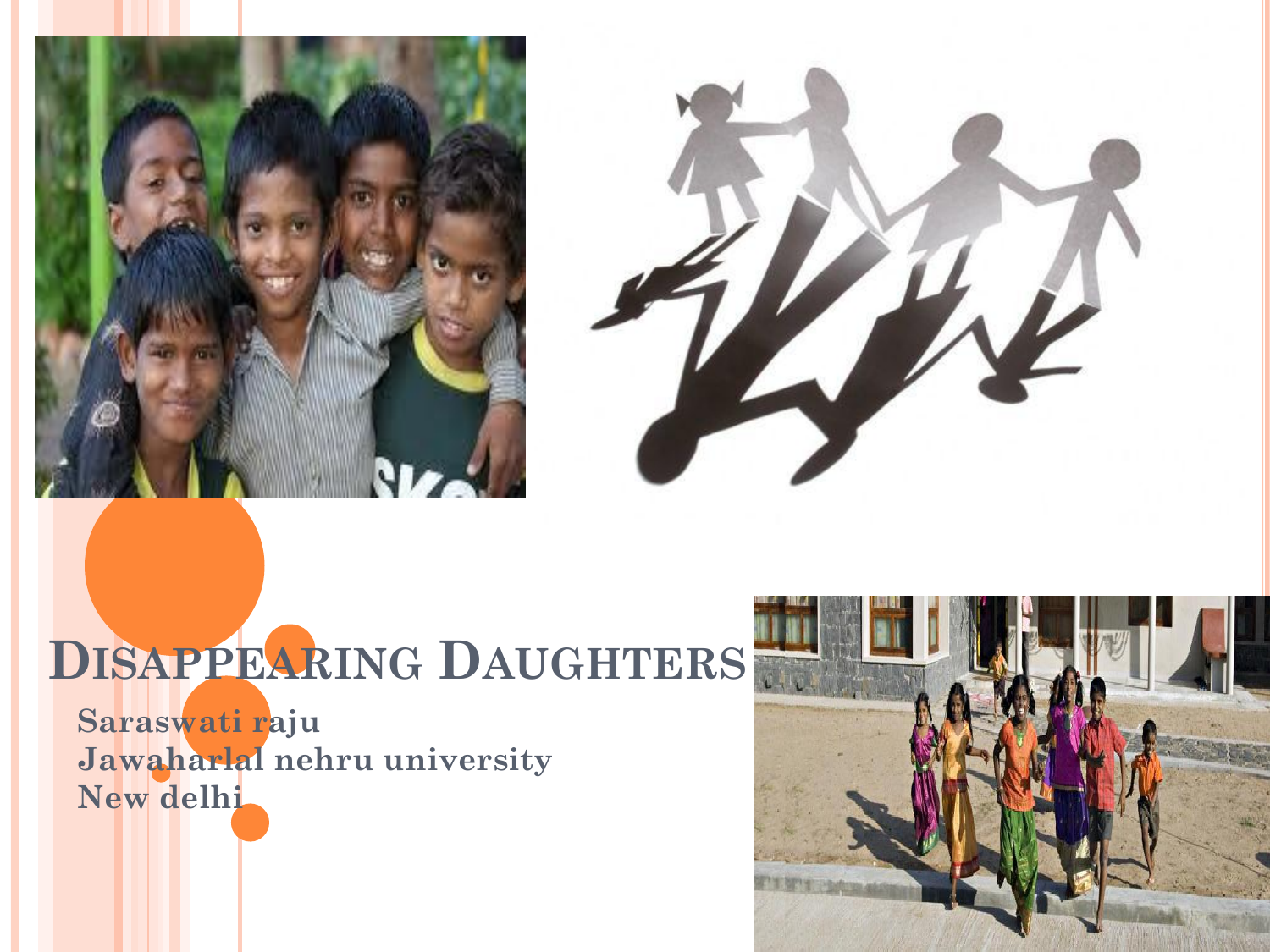# Disappearing Daughters

Saraswati raju
Jawaharlal nehru university
New delhi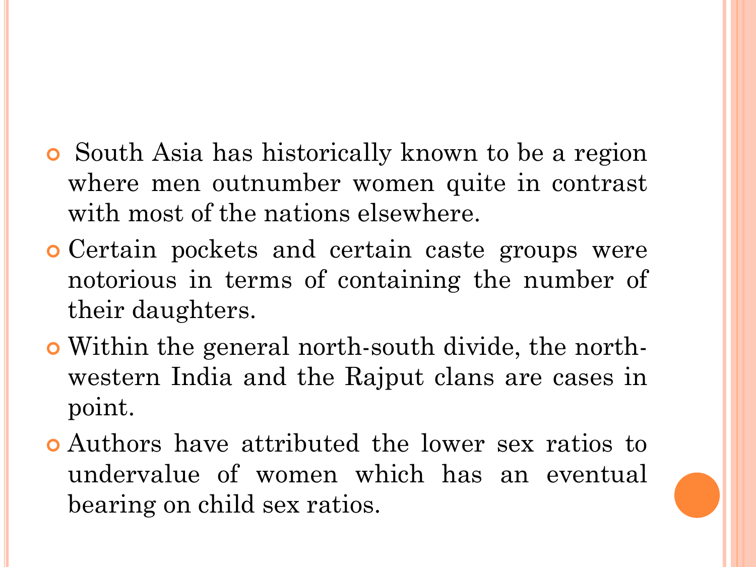- South Asia has historically known to be a region where men outnumber women quite in contrast with most of the nations elsewhere.
- Certain pockets and certain caste groups were notorious in terms of containing the number of their daughters.
- Within the general north-south divide, the north-western India and the Rajput clans are cases in point.
- Authors have attributed the lower sex ratios to undervalue of women which has an eventual bearing on child sex ratios.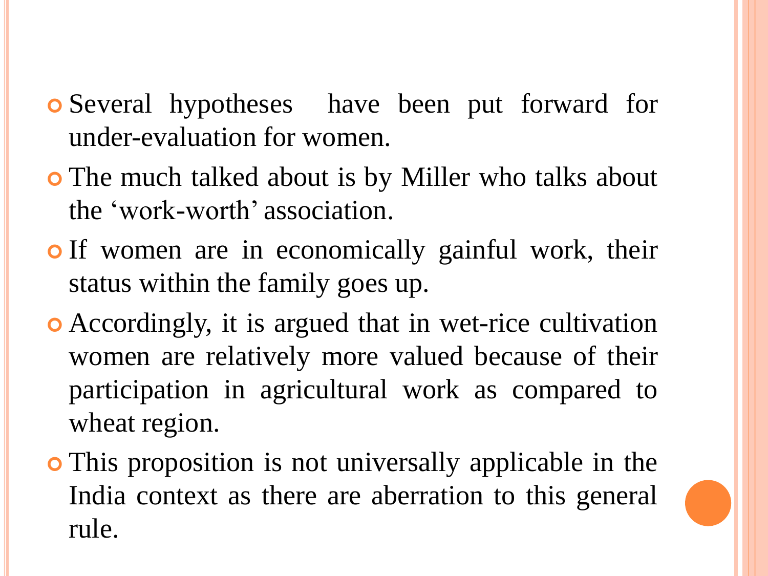- Several hypotheses have been put forward for under-evaluation for women.
- The much talked about is by Miller who talks about the ‘work-worth’ association.
- If women are in economically gainful work, their status within the family goes up.
- Accordingly, it is argued that in wet-rice cultivation women are relatively more valued because of their participation in agricultural work as compared to wheat region.
- This proposition is not universally applicable in the India context as there are aberration to this general rule.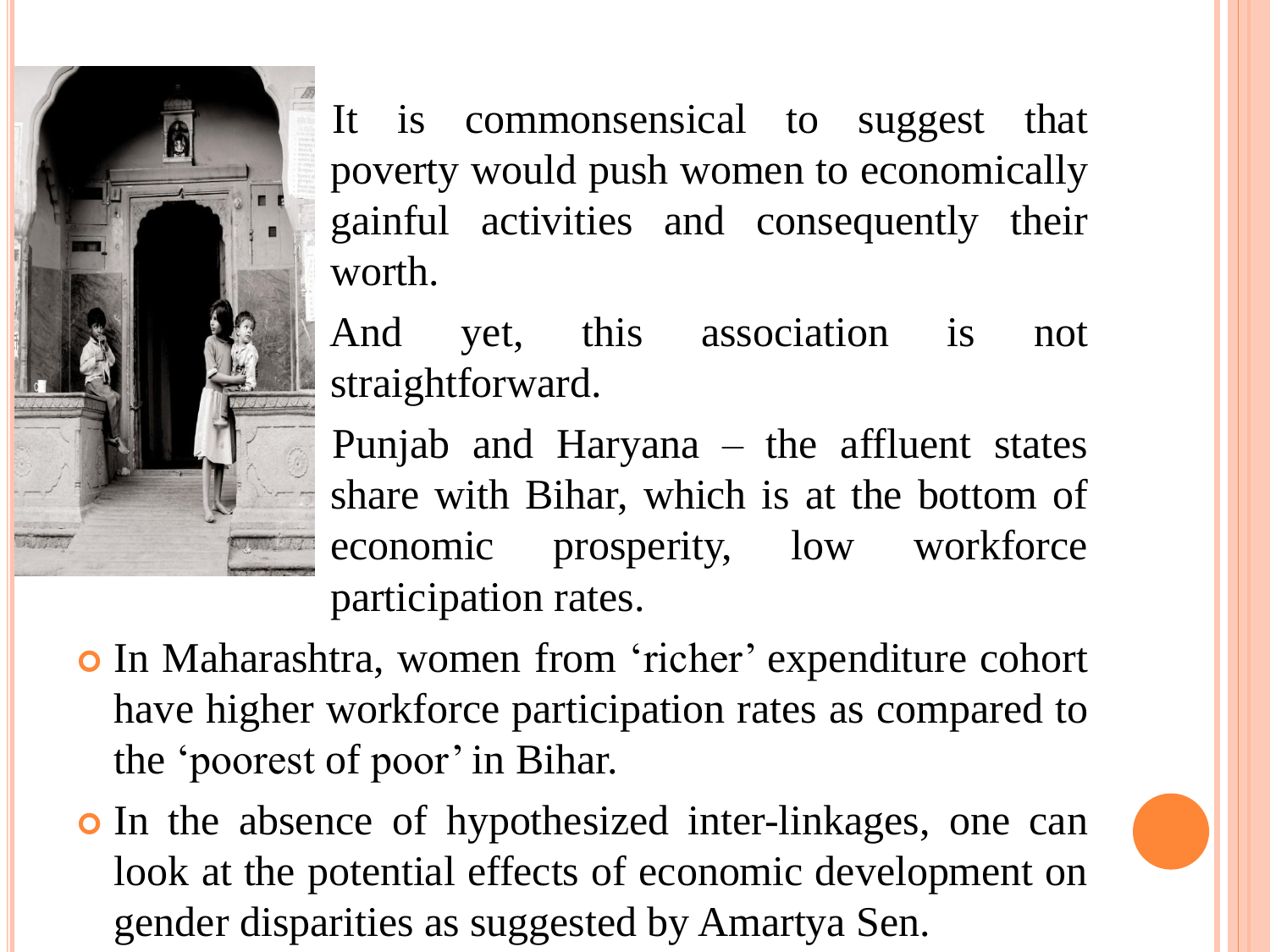It is commonsensical to suggest that poverty would push women to economically gainful activities and consequently their worth.

And yet, this association is not straightforward.

Punjab and Haryana – the affluent states share with Bihar, which is at the bottom of economic prosperity, low workforce participation rates.

- In Maharashtra, women from 'richer' expenditure cohort have higher workforce participation rates as compared to the 'poorest of poor' in Bihar.
- In the absence of hypothesized inter-linkages, one can look at the potential effects of economic development on gender disparities as suggested by Amartya Sen.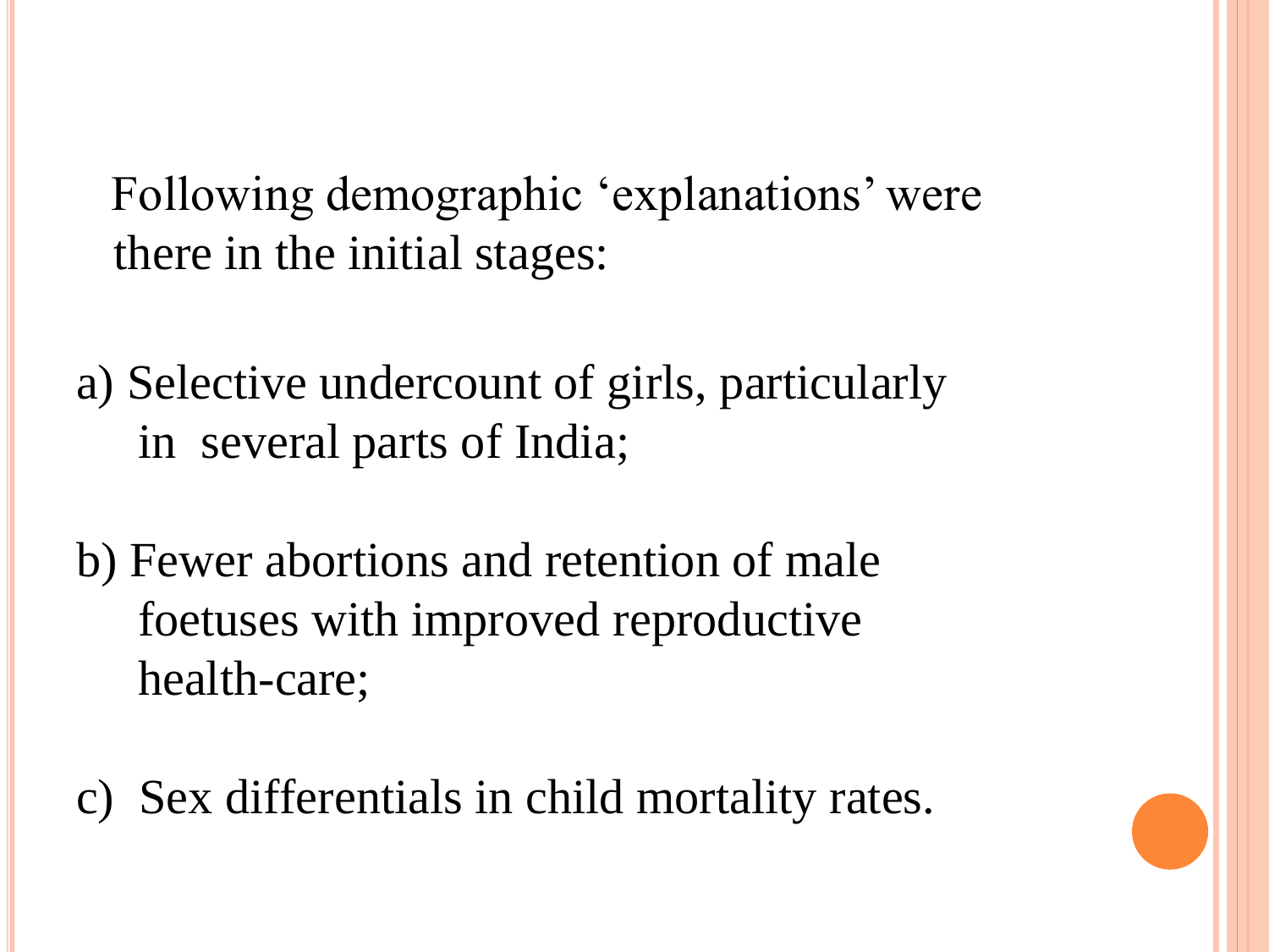Following demographic 'explanations' were there in the initial stages:

a) Selective undercount of girls, particularly in several parts of India;

b) Fewer abortions and retention of male foetuses with improved reproductive health-care;

c) Sex differentials in child mortality rates.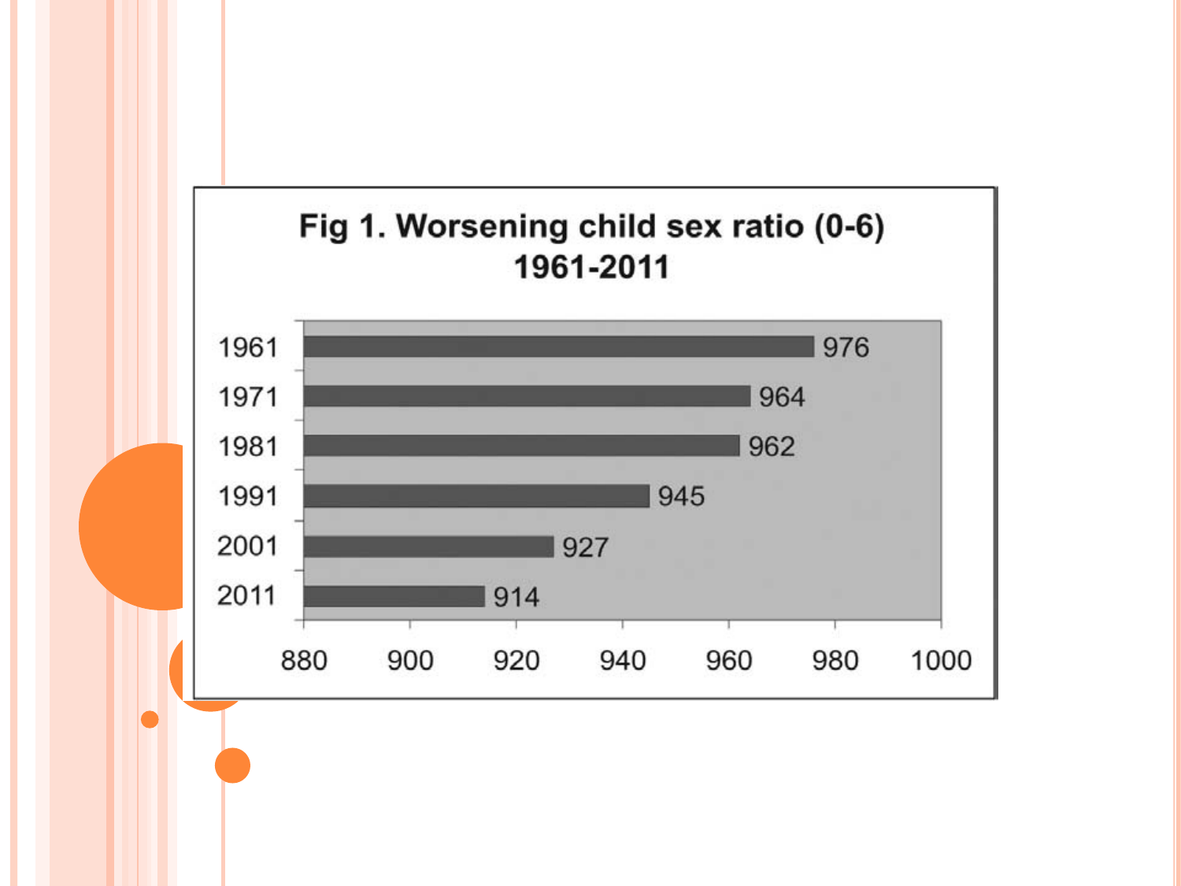**Fig 1. Worsening child sex ratio (0-6) 1961-2011**

| Year | Child sex ratio |
|---|---|
| 1961 | 976 |
| 1971 | 964 |
| 1981 | 962 |
| 1991 | 945 |
| 2001 | 927 |
| 2011 | 914 |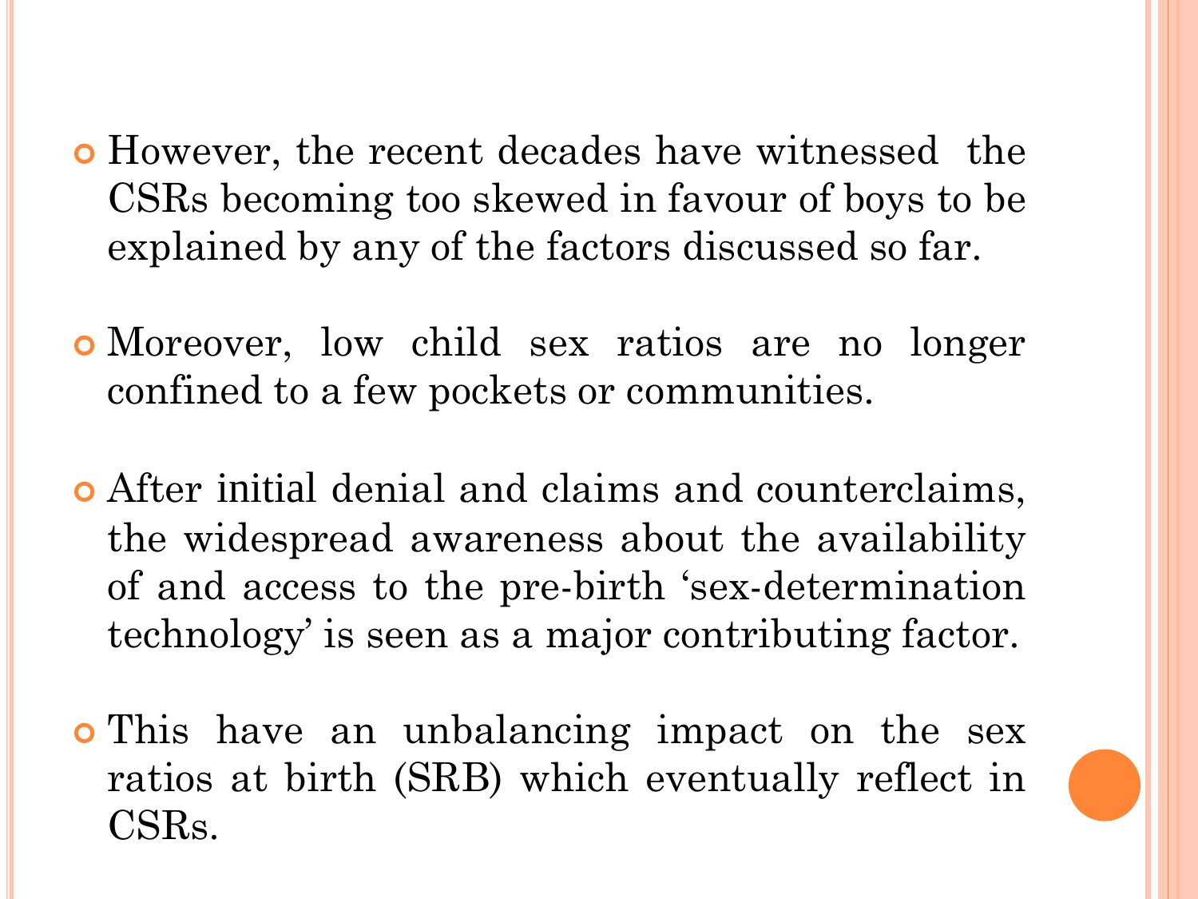- However, the recent decades have witnessed the CSRs becoming too skewed in favour of boys to be explained by any of the factors discussed so far.

- Moreover, low child sex ratios are no longer confined to a few pockets or communities.

- After initial denial and claims and counterclaims, the widespread awareness about the availability of and access to the pre-birth 'sex-determination technology' is seen as a major contributing factor.

- This have an unbalancing impact on the sex ratios at birth (SRB) which eventually reflect in CSRs.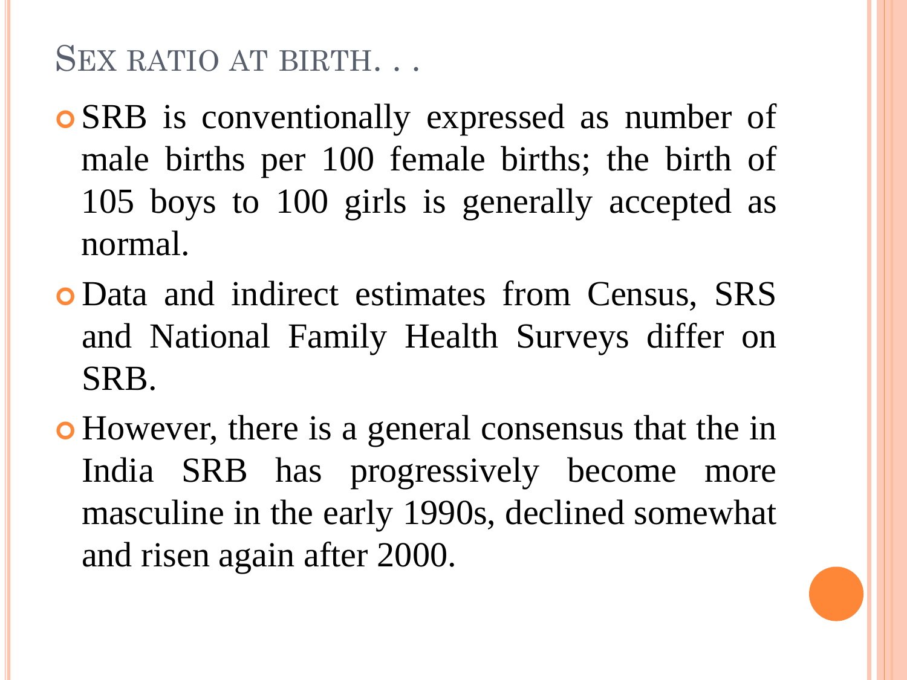## Sex ratio at birth. . .

- SRB is conventionally expressed as number of male births per 100 female births; the birth of 105 boys to 100 girls is generally accepted as normal.
- Data and indirect estimates from Census, SRS and National Family Health Surveys differ on SRB.
- However, there is a general consensus that the in India SRB has progressively become more masculine in the early 1990s, declined somewhat and risen again after 2000.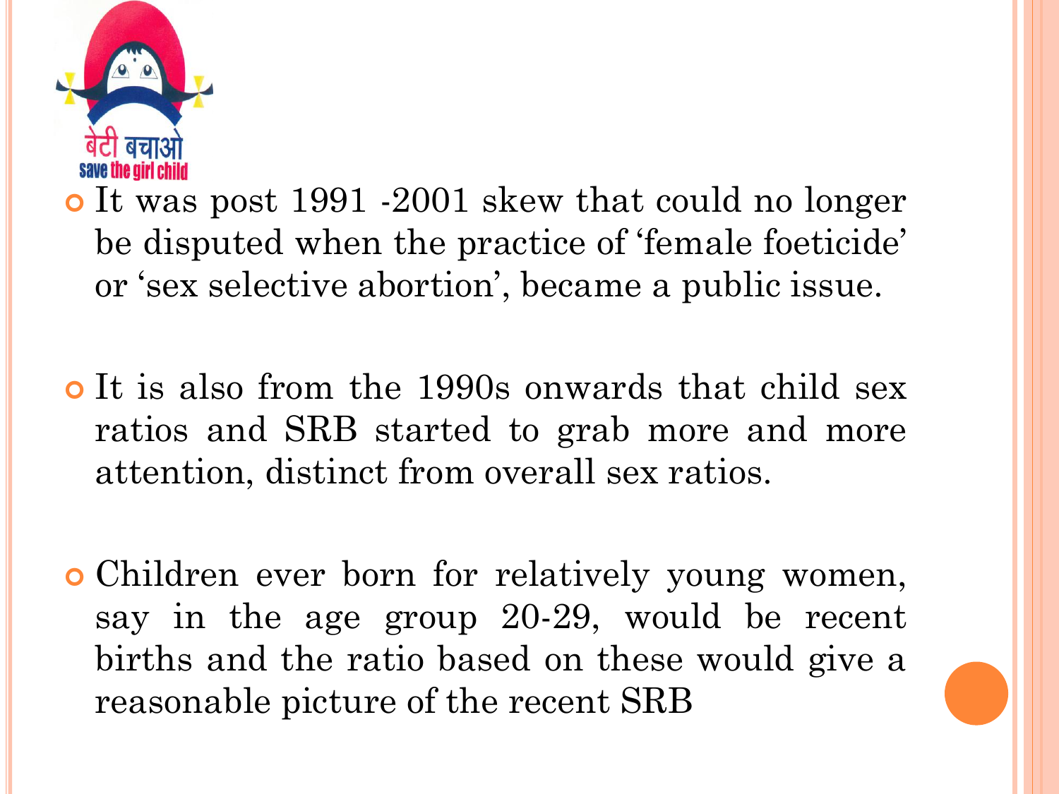- It was post 1991 -2001 skew that could no longer be disputed when the practice of 'female foeticide' or 'sex selective abortion', became a public issue.
- It is also from the 1990s onwards that child sex ratios and SRB started to grab more and more attention, distinct from overall sex ratios.
- Children ever born for relatively young women, say in the age group 20-29, would be recent births and the ratio based on these would give a reasonable picture of the recent SRB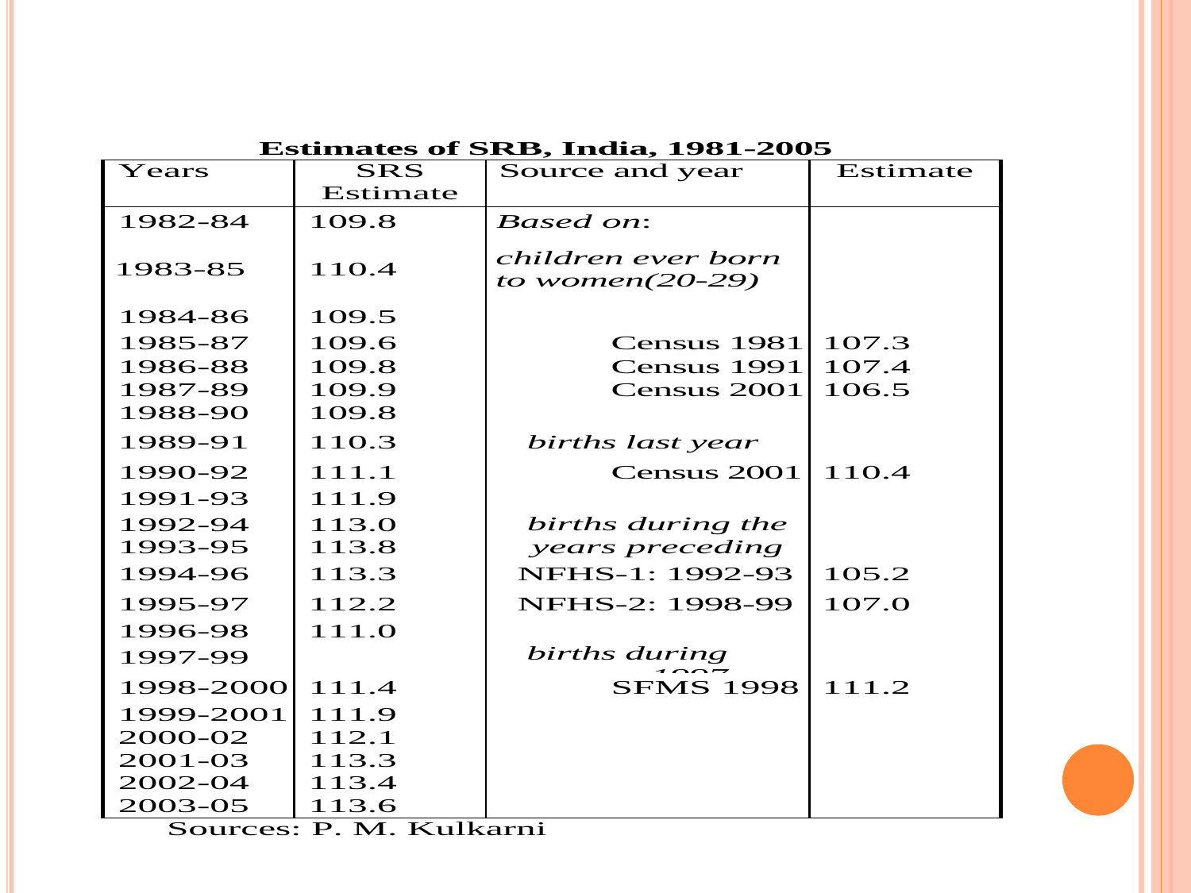**Estimates of SRB, India, 1981-2005**

| Years | SRS Estimate | Source and year | Estimate |
|---|---|---|---|
| 1982-84 | 109.8 | *Based on*: | |
| 1983-85 | 110.4 | *children ever born to women(20-29)* | |
| 1984-86 | 109.5 | | |
| 1985-87 | 109.6 | Census 1981 | 107.3 |
| 1986-88 | 109.8 | Census 1991 | 107.4 |
| 1987-89 | 109.9 | Census 2001 | 106.5 |
| 1988-90 | 109.8 | | |
| 1989-91 | 110.3 | *births last year* | |
| 1990-92 | 111.1 | Census 2001 | 110.4 |
| 1991-93 | 111.9 | | |
| 1992-94 | 113.0 | *births during the* | |
| 1993-95 | 113.8 | *years preceding* | |
| 1994-96 | 113.3 | NFHS-1: 1992-93 | 105.2 |
| 1995-97 | 112.2 | NFHS-2: 1998-99 | 107.0 |
| 1996-98 | 111.0 | | |
| 1997-99 | | *births during 1997* | |
| 1998-2000 | 111.4 | SFMS 1998 | 111.2 |
| 1999-2001 | 111.9 | | |
| 2000-02 | 112.1 | | |
| 2001-03 | 113.3 | | |
| 2002-04 | 113.4 | | |
| 2003-05 | 113.6 | | |

Sources: P. M. Kulkarni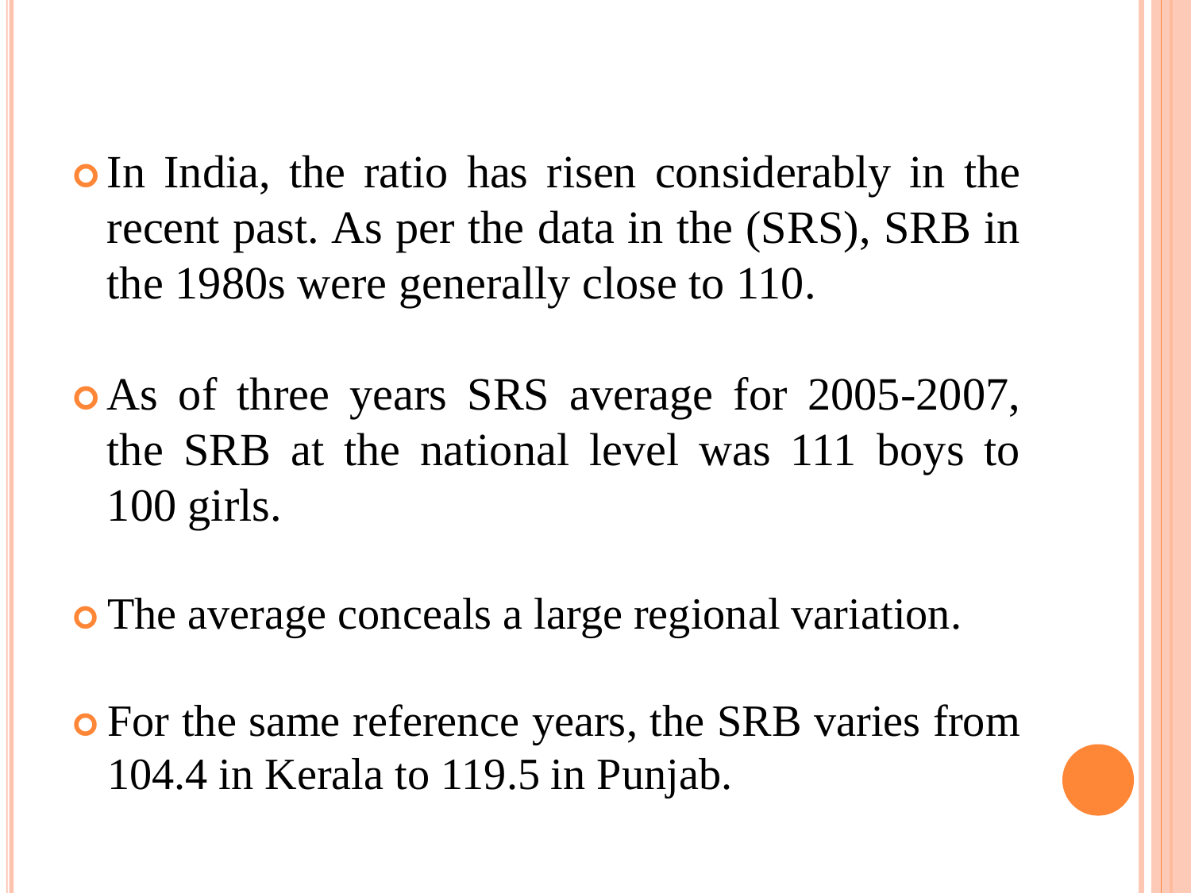- In India, the ratio has risen considerably in the recent past. As per the data in the (SRS), SRB in the 1980s were generally close to 110.

- As of three years SRS average for 2005-2007, the SRB at the national level was 111 boys to 100 girls.

- The average conceals a large regional variation.

- For the same reference years, the SRB varies from 104.4 in Kerala to 119.5 in Punjab.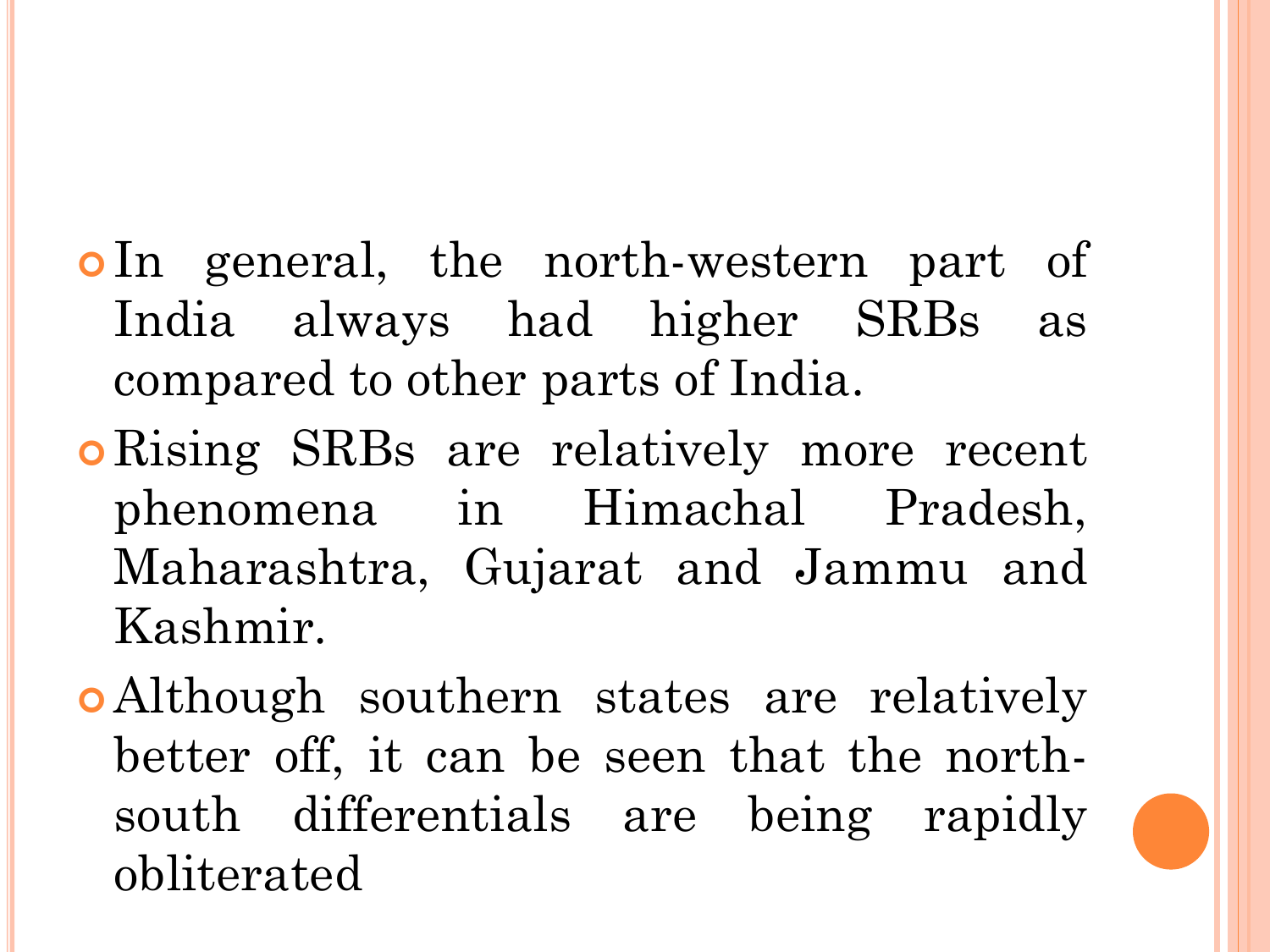- In general, the north-western part of India always had higher SRBs as compared to other parts of India.
- Rising SRBs are relatively more recent phenomena in Himachal Pradesh, Maharashtra, Gujarat and Jammu and Kashmir.
- Although southern states are relatively better off, it can be seen that the north-south differentials are being rapidly obliterated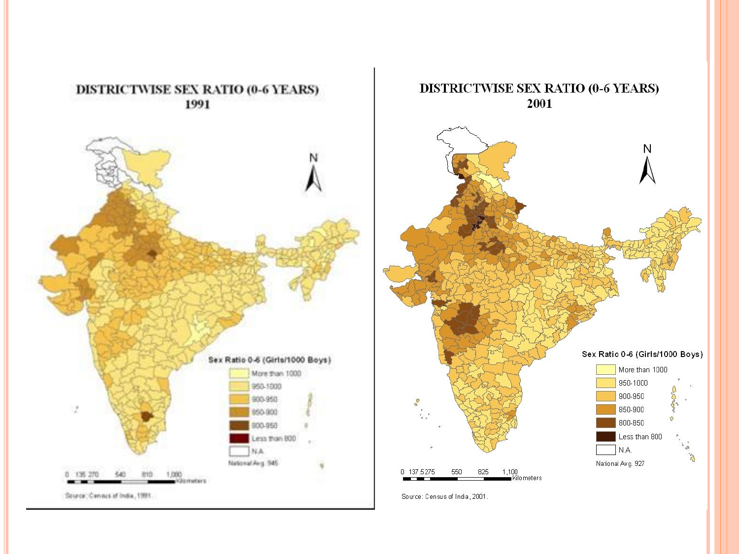## DISTRICTWISE SEX RATIO (0-6 YEARS) 1991

Sex Ratio 0-6 (Girls/1000 Boys)

- More than 1000
- 950-1000
- 900-950
- 850-900
- 800-850
- Less than 800
- N.A.

National Avg. 945

0 135 270 540 810 1,080 Kilometers

Source: Census of India, 1991.

## DISTRICTWISE SEX RATIO (0-6 YEARS) 2001

Sex Ratio 0-6 (Girls/1000 Boys)

- More than 1000
- 950-1000
- 900-950
- 850-900
- 800-850
- Less than 800
- N.A.

National Avg. 927

0 137.5 275 550 825 1,100 Kilometers

Source: Census of India, 2001.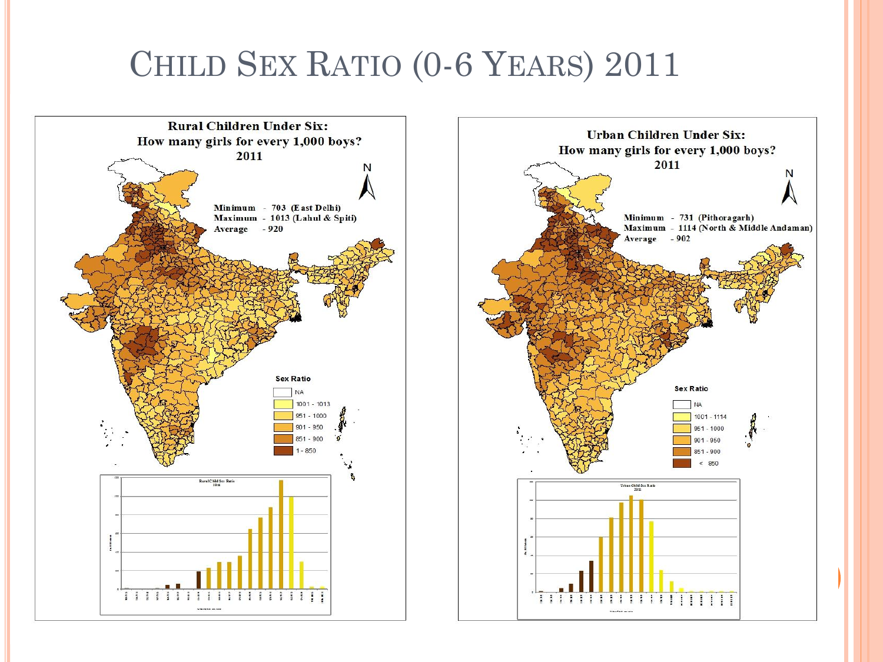# Child Sex Ratio (0-6 Years) 2011

**Rural Children Under Six: How many girls for every 1,000 boys? 2011**

Minimum - 703 (East Delhi)
Maximum - 1013 (Lahul & Spiti)
Average - 920

Sex Ratio

- NA
- 1001 - 1013
- 951 - 1000
- 901 - 950
- 851 - 900
- 1 - 850

**Urban Children Under Six: How many girls for every 1,000 boys? 2011**

Minimum - 731 (Pithoragarh)
Maximum - 1114 (North & Middle Andaman)
Average - 902

Sex Ratio

- NA
- 1001 - 1114
- 951 - 1000
- 901 - 950
- 851 - 900
- < 850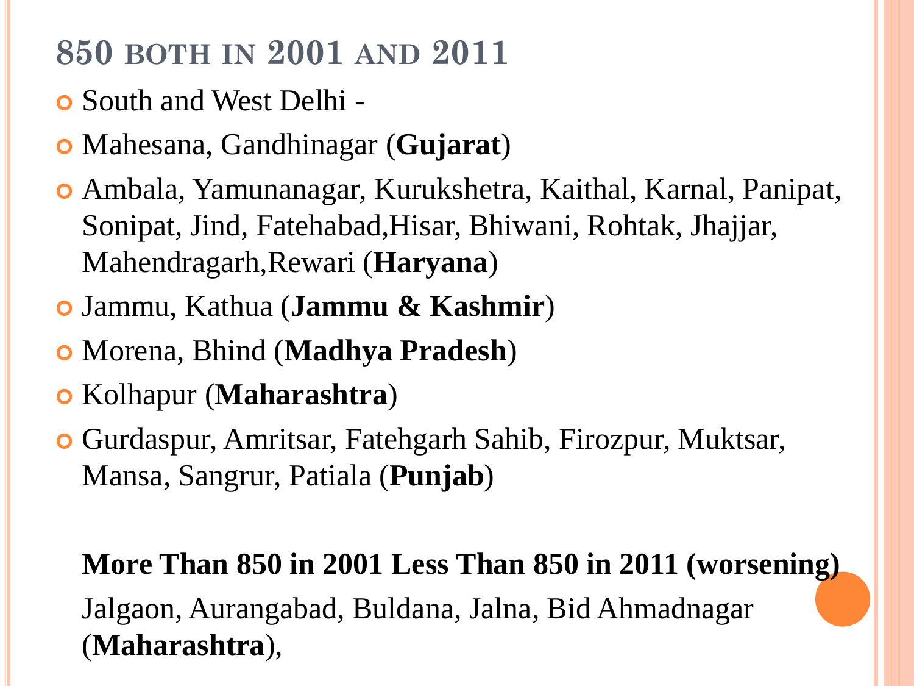## 850 BOTH IN 2001 AND 2011

- South and West Delhi -
- Mahesana, Gandhinagar (**Gujarat**)
- Ambala, Yamunanagar, Kurukshetra, Kaithal, Karnal, Panipat, Sonipat, Jind, Fatehabad,Hisar, Bhiwani, Rohtak, Jhajjar, Mahendragarh,Rewari (**Haryana**)
- Jammu, Kathua (**Jammu & Kashmir**)
- Morena, Bhind (**Madhya Pradesh**)
- Kolhapur (**Maharashtra**)
- Gurdaspur, Amritsar, Fatehgarh Sahib, Firozpur, Muktsar, Mansa, Sangrur, Patiala (**Punjab**)

**More Than 850 in 2001 Less Than 850 in 2011 (worsening)**

Jalgaon, Aurangabad, Buldana, Jalna, Bid Ahmadnagar (**Maharashtra**),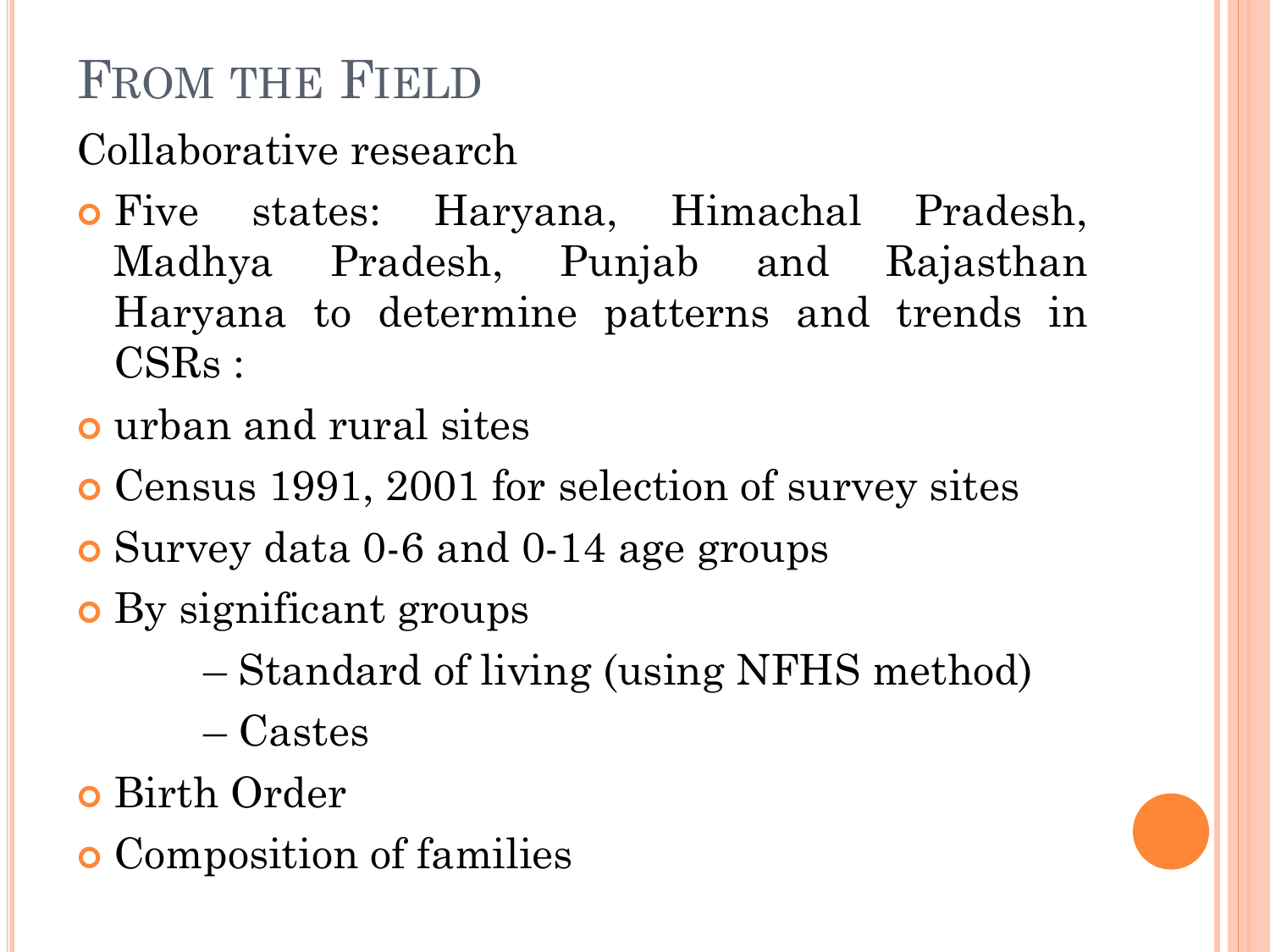# From the Field

Collaborative research

- Five states: Haryana, Himachal Pradesh, Madhya Pradesh, Punjab and Rajasthan Haryana to determine patterns and trends in CSRs :
- urban and rural sites
- Census 1991, 2001 for selection of survey sites
- Survey data 0-6 and 0-14 age groups
- By significant groups
  - – Standard of living (using NFHS method)
  - – Castes
- Birth Order
- Composition of families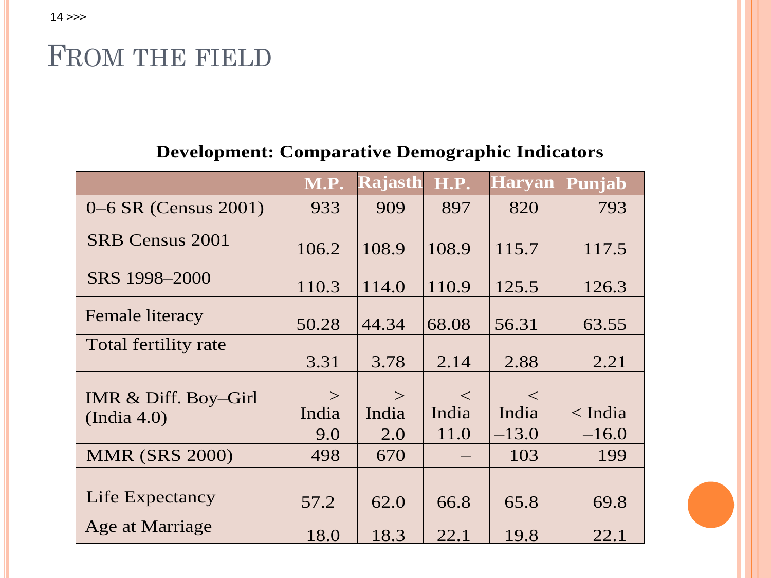# From the field

**Development: Comparative Demographic Indicators**

| | M.P. | Rajasth | H.P. | Haryan | Punjab |
|---|---|---|---|---|---|
| 0–6 SR (Census 2001) | 933 | 909 | 897 | 820 | 793 |
| SRB Census 2001 | 106.2 | 108.9 | 108.9 | 115.7 | 117.5 |
| SRS 1998–2000 | 110.3 | 114.0 | 110.9 | 125.5 | 126.3 |
| Female literacy | 50.28 | 44.34 | 68.08 | 56.31 | 63.55 |
| Total fertility rate | 3.31 | 3.78 | 2.14 | 2.88 | 2.21 |
| IMR & Diff. Boy–Girl (India 4.0) | > India 9.0 | > India 2.0 | < India 11.0 | < India –13.0 | < India –16.0 |
| MMR (SRS 2000) | 498 | 670 | – | 103 | 199 |
| Life Expectancy | 57.2 | 62.0 | 66.8 | 65.8 | 69.8 |
| Age at Marriage | 18.0 | 18.3 | 22.1 | 19.8 | 22.1 |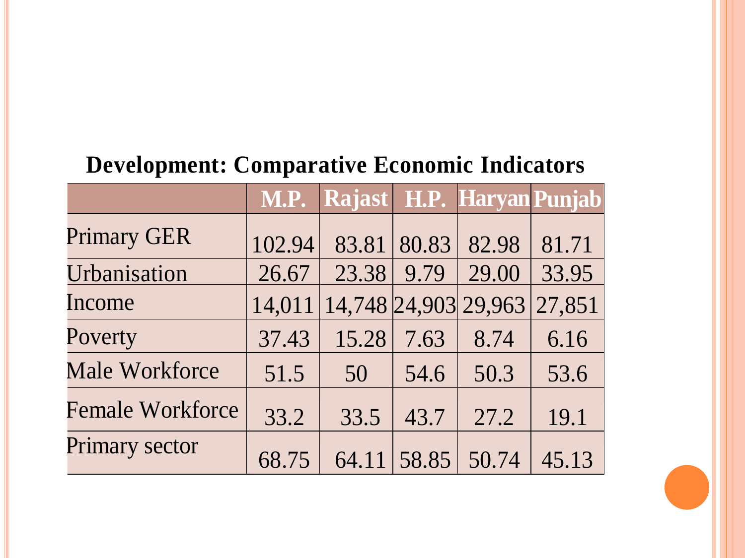## Development: Comparative Economic Indicators

| | M.P. | Rajast | H.P. | Haryan | Punjab |
|---|---|---|---|---|---|
| Primary GER | 102.94 | 83.81 | 80.83 | 82.98 | 81.71 |
| Urbanisation | 26.67 | 23.38 | 9.79 | 29.00 | 33.95 |
| Income | 14,011 | 14,748 | 24,903 | 29,963 | 27,851 |
| Poverty | 37.43 | 15.28 | 7.63 | 8.74 | 6.16 |
| Male Workforce | 51.5 | 50 | 54.6 | 50.3 | 53.6 |
| Female Workforce | 33.2 | 33.5 | 43.7 | 27.2 | 19.1 |
| Primary sector | 68.75 | 64.11 | 58.85 | 50.74 | 45.13 |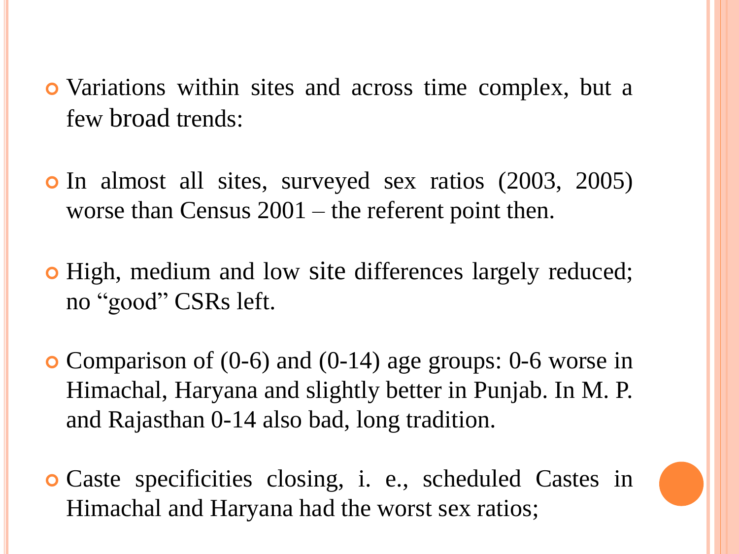- Variations within sites and across time complex, but a few broad trends:
- In almost all sites, surveyed sex ratios (2003, 2005) worse than Census 2001 – the referent point then.
- High, medium and low site differences largely reduced; no "good" CSRs left.
- Comparison of (0-6) and (0-14) age groups: 0-6 worse in Himachal, Haryana and slightly better in Punjab. In M. P. and Rajasthan 0-14 also bad, long tradition.
- Caste specificities closing, i. e., scheduled Castes in Himachal and Haryana had the worst sex ratios;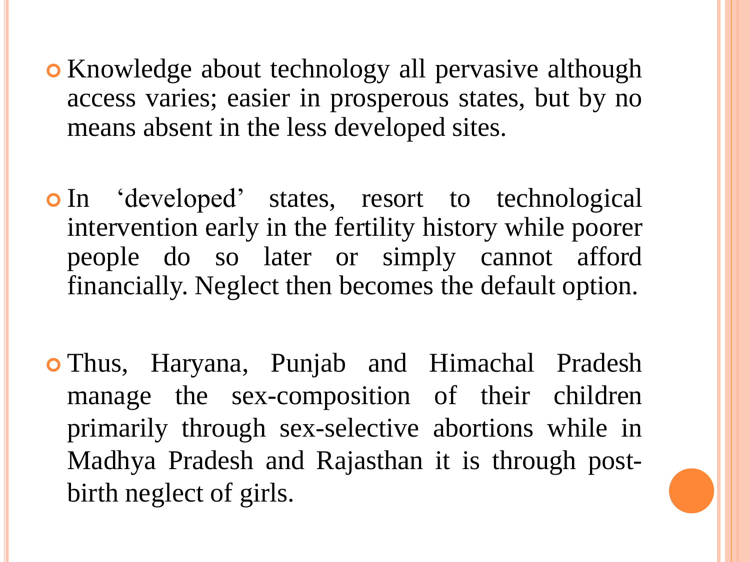- Knowledge about technology all pervasive although access varies; easier in prosperous states, but by no means absent in the less developed sites.

- In ‘developed’ states, resort to technological intervention early in the fertility history while poorer people do so later or simply cannot afford financially. Neglect then becomes the default option.

- Thus, Haryana, Punjab and Himachal Pradesh manage the sex-composition of their children primarily through sex-selective abortions while in Madhya Pradesh and Rajasthan it is through post-birth neglect of girls.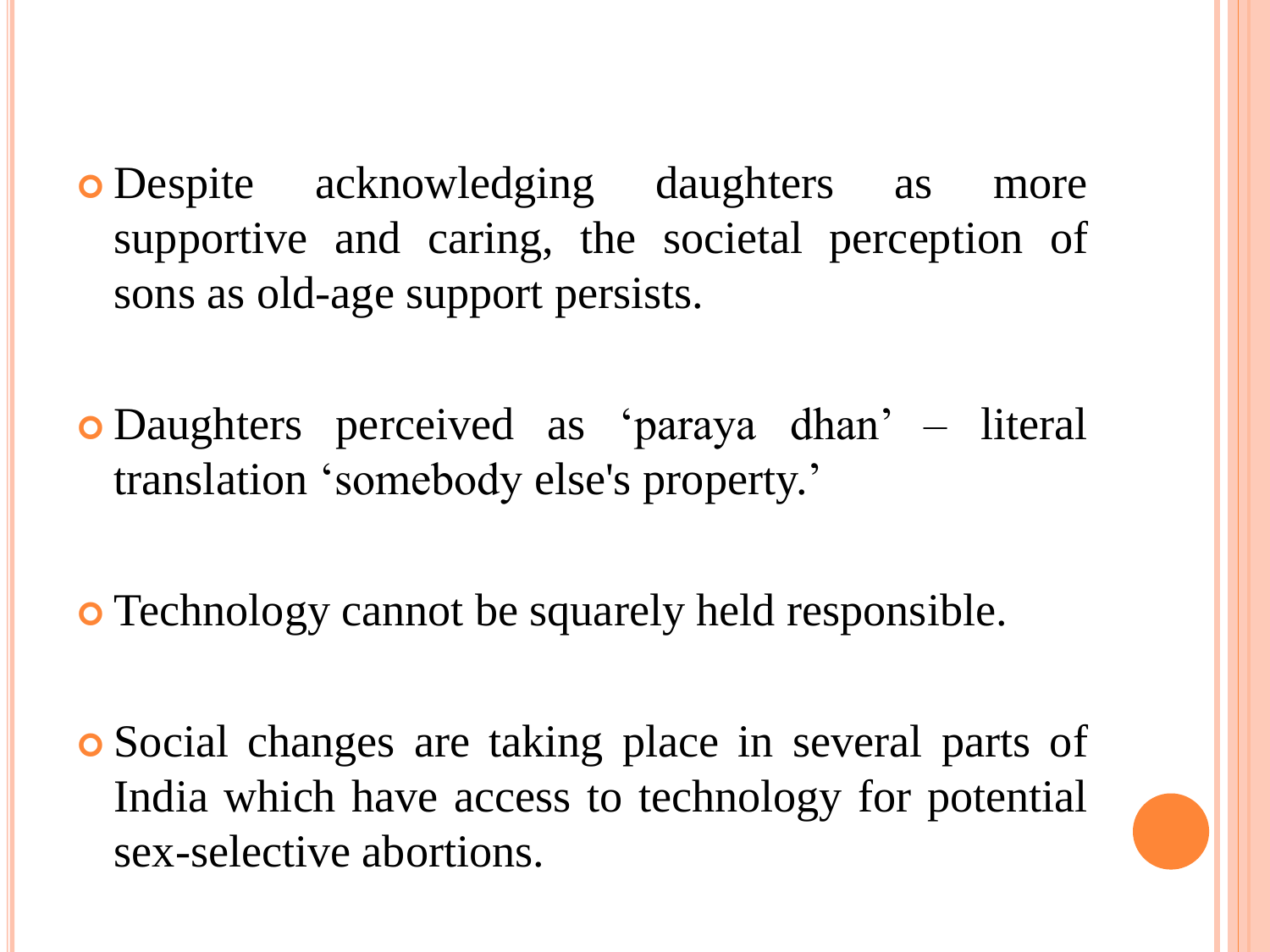- Despite acknowledging daughters as more supportive and caring, the societal perception of sons as old-age support persists.

- Daughters perceived as ‘paraya dhan’ – literal translation ‘somebody else's property.’

- Technology cannot be squarely held responsible.

- Social changes are taking place in several parts of India which have access to technology for potential sex-selective abortions.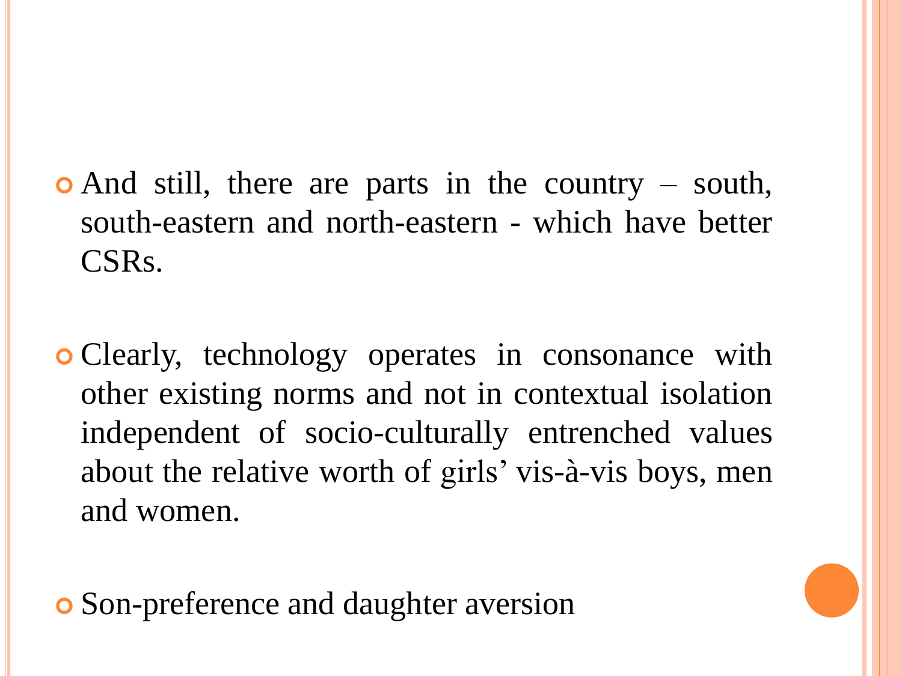- And still, there are parts in the country – south, south-eastern and north-eastern - which have better CSRs.

- Clearly, technology operates in consonance with other existing norms and not in contextual isolation independent of socio-culturally entrenched values about the relative worth of girls' vis-à-vis boys, men and women.

- Son-preference and daughter aversion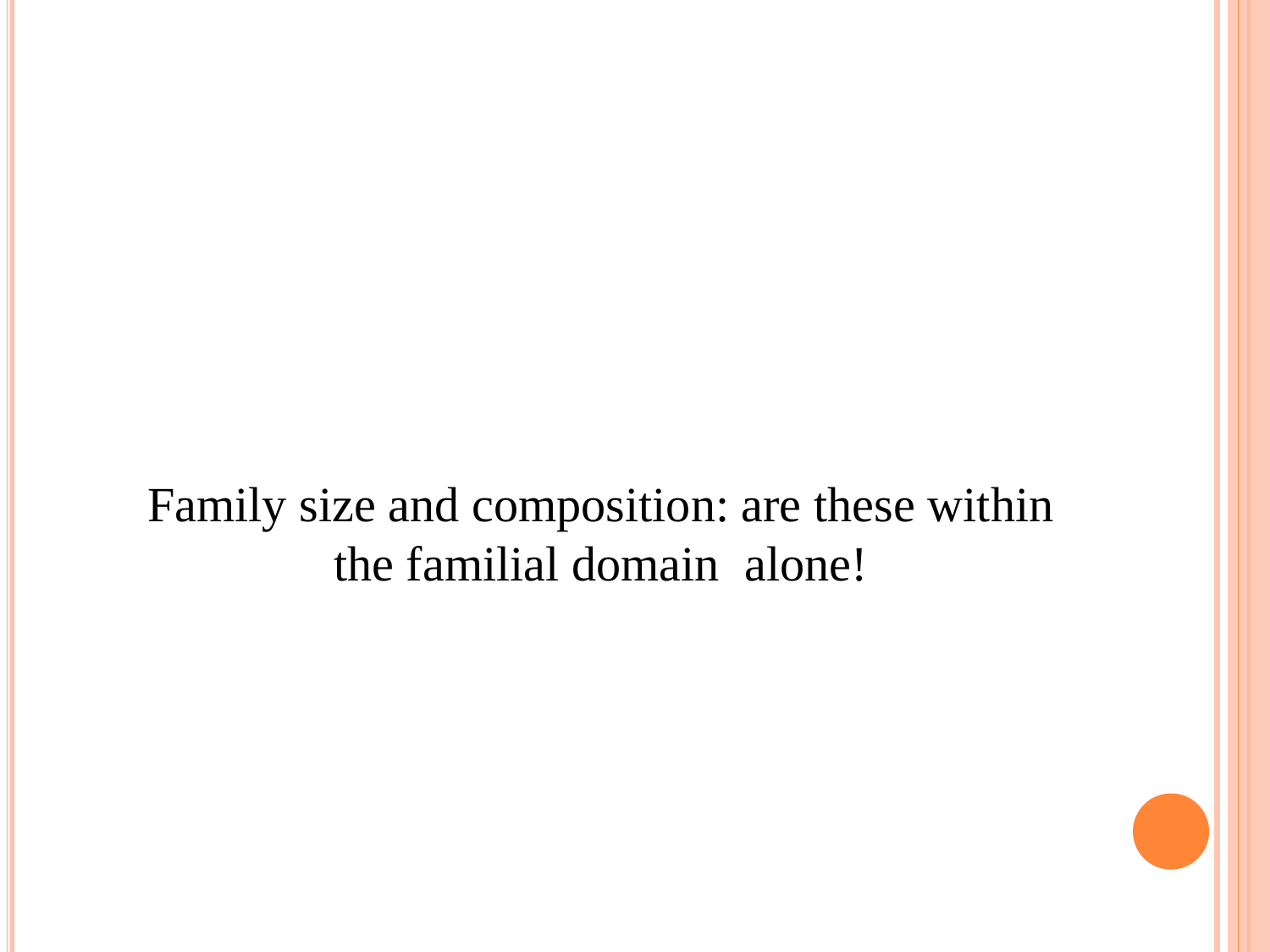Family size and composition: are these within the familial domain  alone!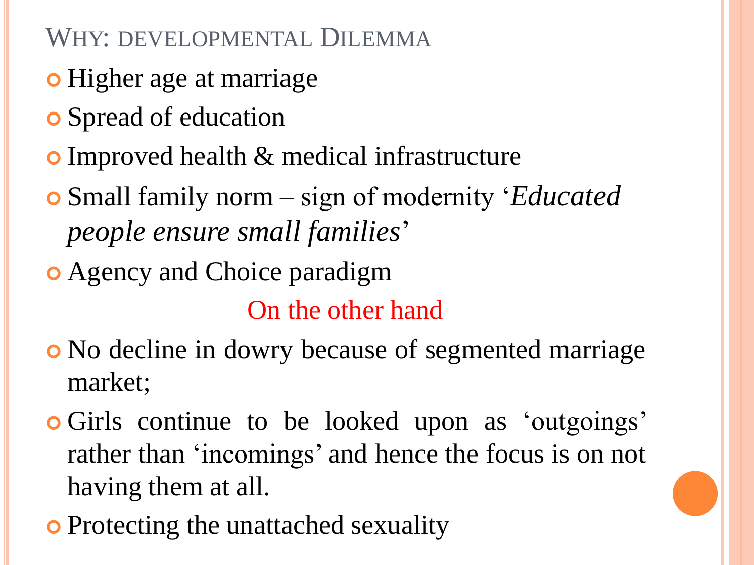## Why: developmental Dilemma

- Higher age at marriage
- Spread of education
- Improved health & medical infrastructure
- Small family norm – sign of modernity '*Educated people ensure small families*'
- Agency and Choice paradigm

On the other hand

- No decline in dowry because of segmented marriage market;
- Girls continue to be looked upon as 'outgoings' rather than 'incomings' and hence the focus is on not having them at all.
- Protecting the unattached sexuality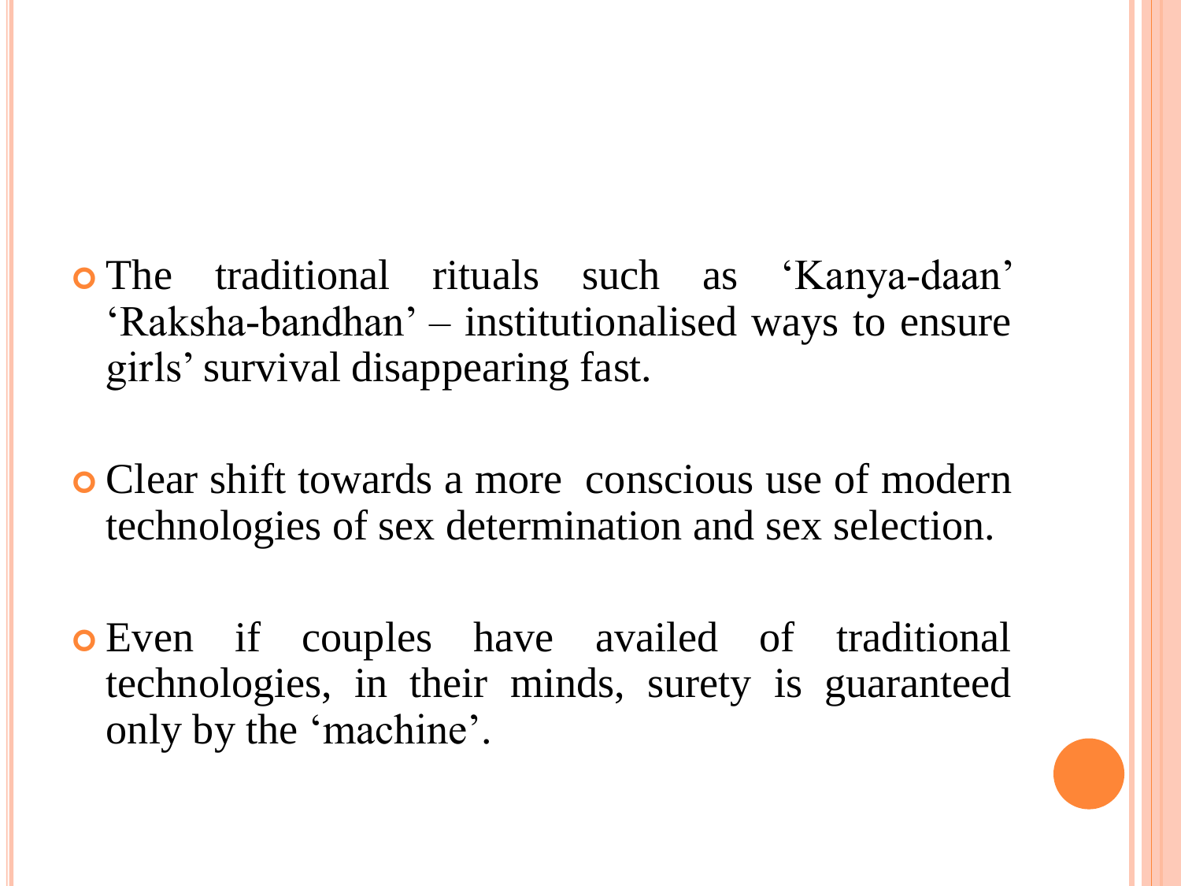- The traditional rituals such as ‘Kanya-daan’ ‘Raksha-bandhan’ – institutionalised ways to ensure girls’ survival disappearing fast.
- Clear shift towards a more conscious use of modern technologies of sex determination and sex selection.
- Even if couples have availed of traditional technologies, in their minds, surety is guaranteed only by the ‘machine’.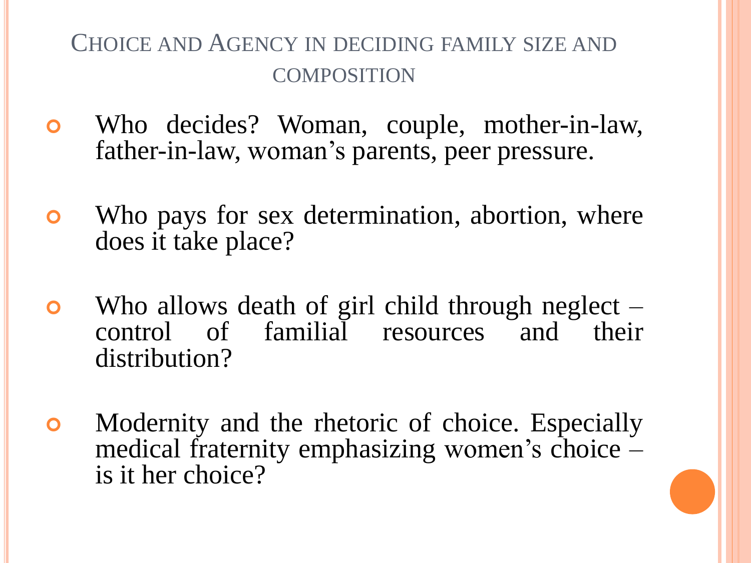## Choice and Agency in deciding family size and composition

- Who decides? Woman, couple, mother-in-law, father-in-law, woman's parents, peer pressure.
- Who pays for sex determination, abortion, where does it take place?
- Who allows death of girl child through neglect – control of familial resources and their distribution?
- Modernity and the rhetoric of choice. Especially medical fraternity emphasizing women's choice – is it her choice?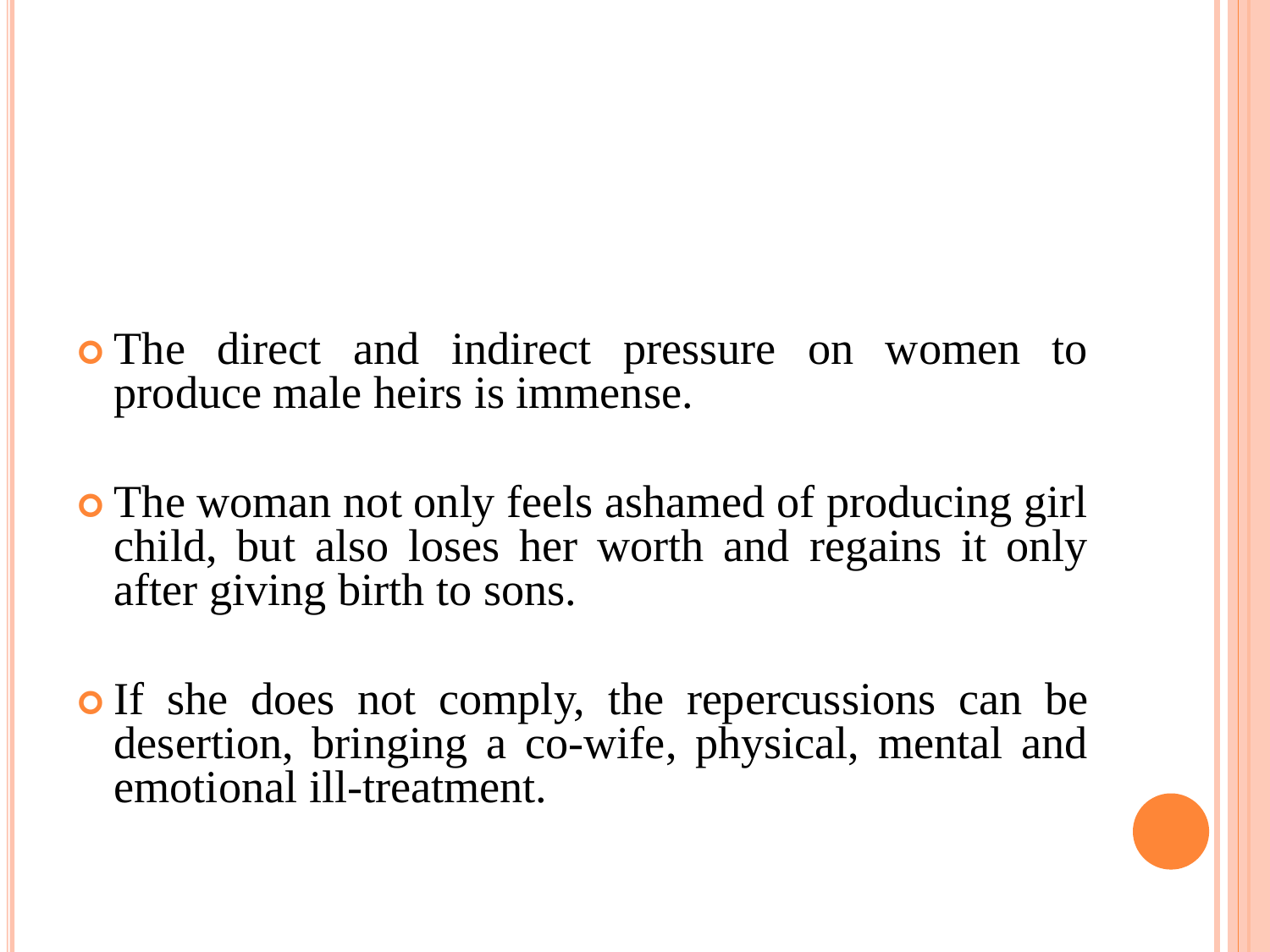- The direct and indirect pressure on women to produce male heirs is immense.

- The woman not only feels ashamed of producing girl child, but also loses her worth and regains it only after giving birth to sons.

- If she does not comply, the repercussions can be desertion, bringing a co-wife, physical, mental and emotional ill-treatment.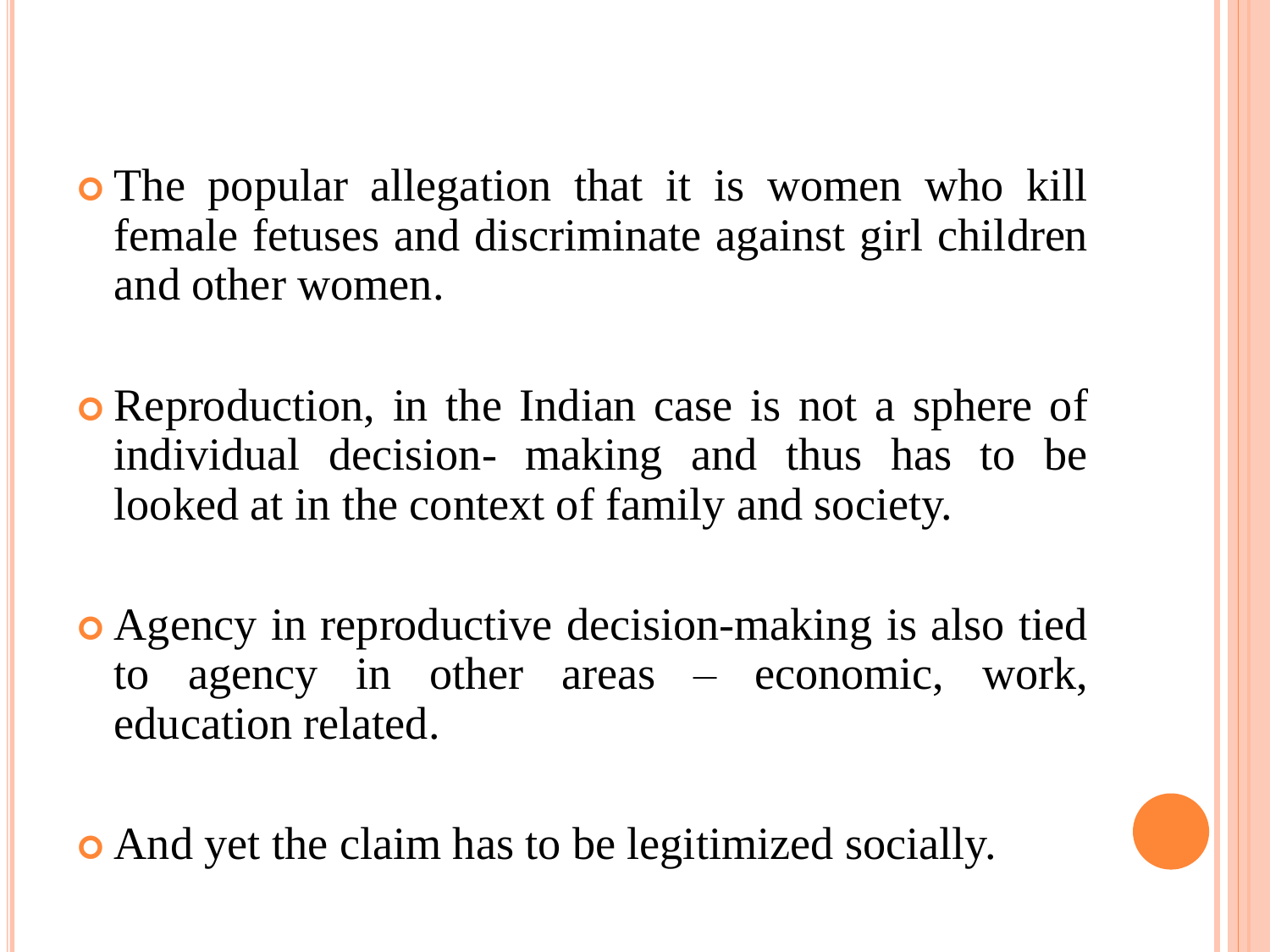- The popular allegation that it is women who kill female fetuses and discriminate against girl children and other women.

- Reproduction, in the Indian case is not a sphere of individual decision- making and thus has to be looked at in the context of family and society.

- Agency in reproductive decision-making is also tied to agency in other areas – economic, work, education related.

- And yet the claim has to be legitimized socially.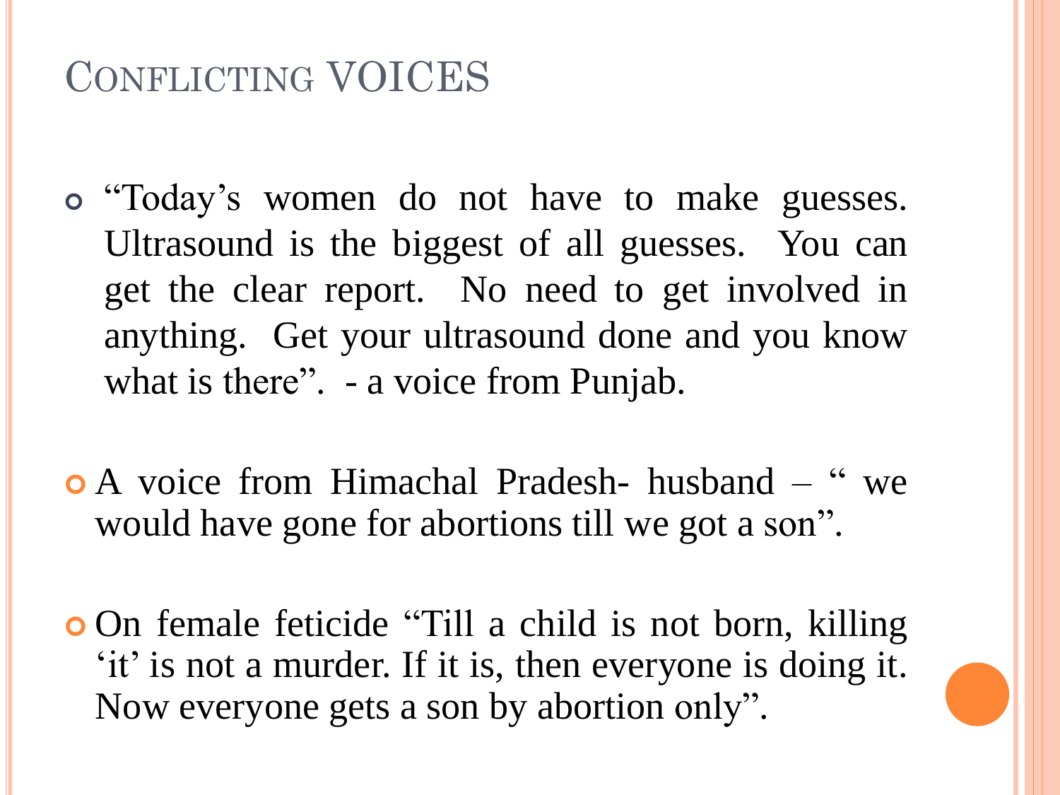# Conflicting VOICES

- "Today's women do not have to make guesses. Ultrasound is the biggest of all guesses. You can get the clear report. No need to get involved in anything. Get your ultrasound done and you know what is there". - a voice from Punjab.

- A voice from Himachal Pradesh- husband – " we would have gone for abortions till we got a son".

- On female feticide "Till a child is not born, killing 'it' is not a murder. If it is, then everyone is doing it. Now everyone gets a son by abortion only".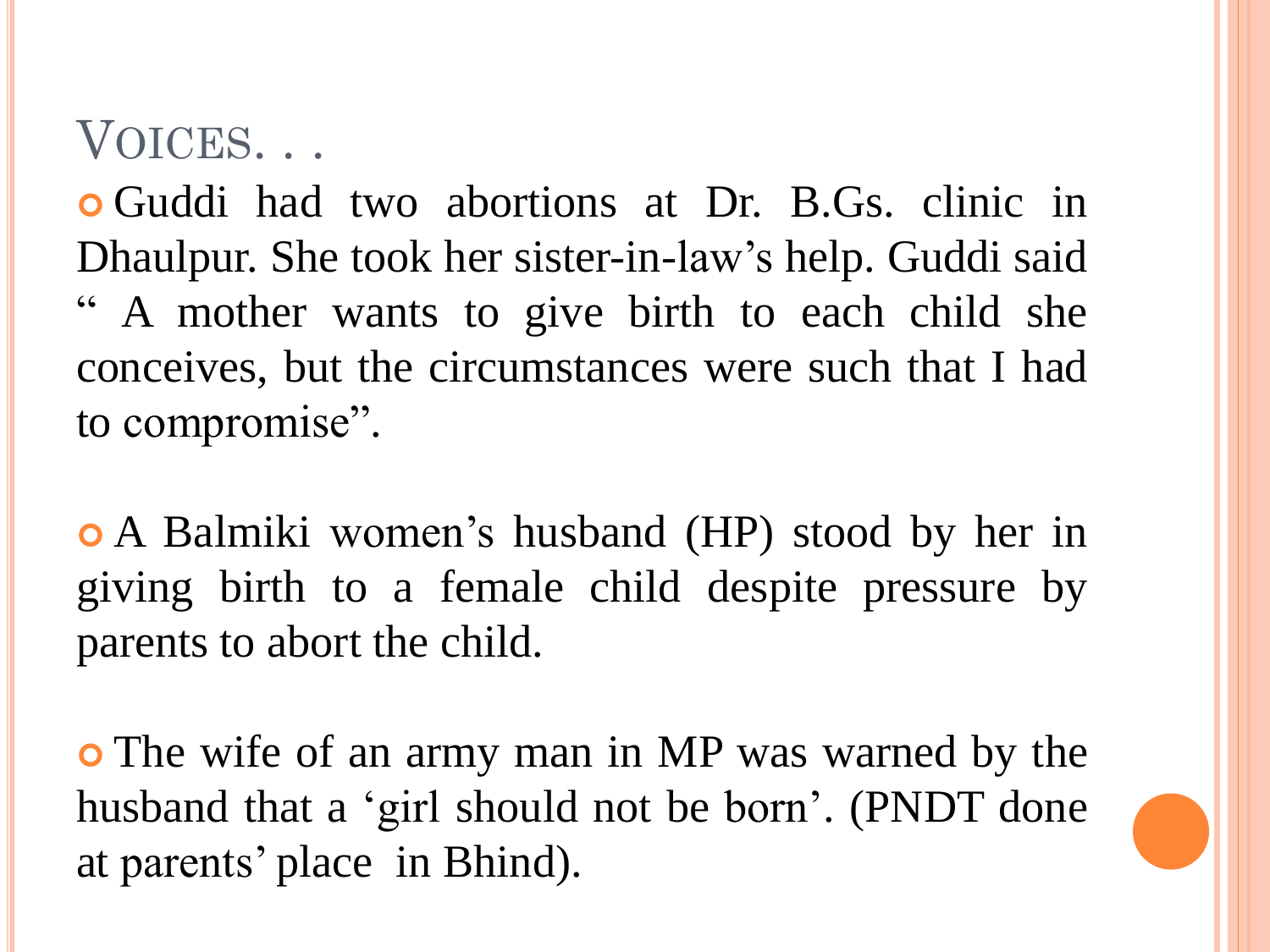# Voices. . .

- Guddi had two abortions at Dr. B.Gs. clinic in Dhaulpur. She took her sister-in-law's help. Guddi said " A mother wants to give birth to each child she conceives, but the circumstances were such that I had to compromise".

- A Balmiki women's husband (HP) stood by her in giving birth to a female child despite pressure by parents to abort the child.

- The wife of an army man in MP was warned by the husband that a 'girl should not be born'. (PNDT done at parents' place in Bhind).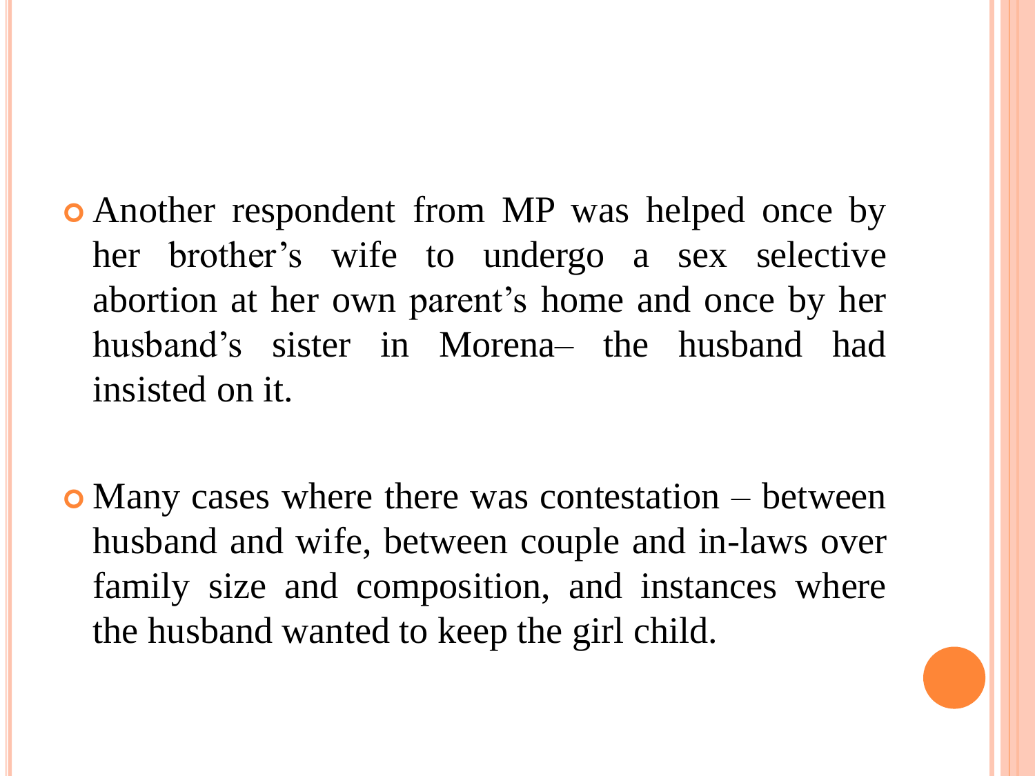- Another respondent from MP was helped once by her brother's wife to undergo a sex selective abortion at her own parent's home and once by her husband's sister in Morena– the husband had insisted on it.

- Many cases where there was contestation – between husband and wife, between couple and in-laws over family size and composition, and instances where the husband wanted to keep the girl child.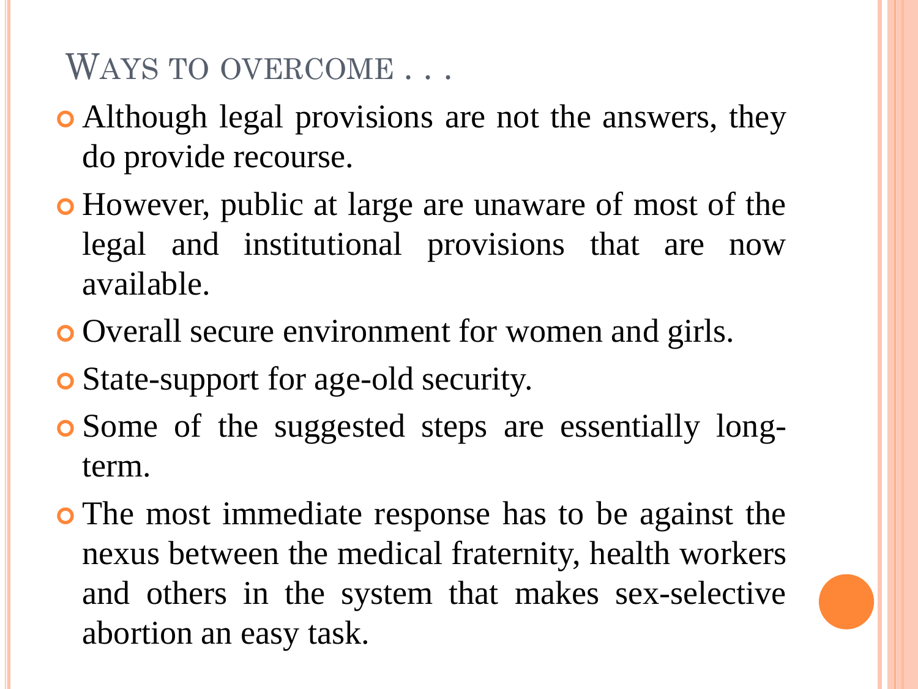## Ways to overcome . . .

- Although legal provisions are not the answers, they do provide recourse.
- However, public at large are unaware of most of the legal and institutional provisions that are now available.
- Overall secure environment for women and girls.
- State-support for age-old security.
- Some of the suggested steps are essentially long-term.
- The most immediate response has to be against the nexus between the medical fraternity, health workers and others in the system that makes sex-selective abortion an easy task.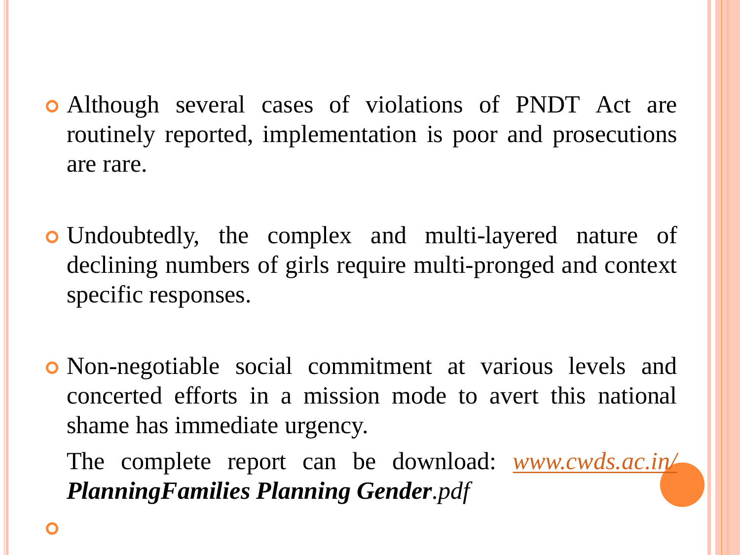- Although several cases of violations of PNDT Act are routinely reported, implementation is poor and prosecutions are rare.

- Undoubtedly, the complex and multi-layered nature of declining numbers of girls require multi-pronged and context specific responses.

- Non-negotiable social commitment at various levels and concerted efforts in a mission mode to avert this national shame has immediate urgency.

  The complete report can be download: *www.cwds.ac.in/* ***PlanningFamilies Planning Gender****.pdf*